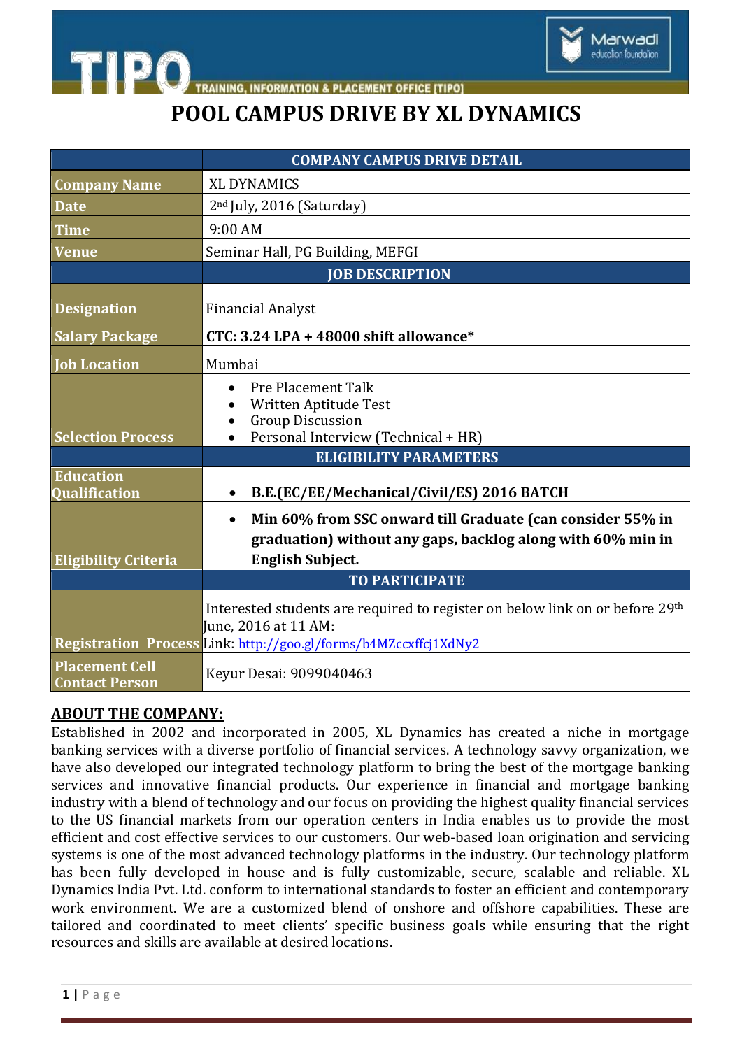# POOL CAMPUS DRIVE BY XL DYNAMICS

| | COMPANY CAMPUS DRIVE DETAIL |
|---|---|
| **Company Name** | XL DYNAMICS |
| **Date** | 2nd July, 2016 (Saturday) |
| **Time** | 9:00 AM |
| **Venue** | Seminar Hall, PG Building, MEFGI |
| | **JOB DESCRIPTION** |
| **Designation** | Financial Analyst |
| **Salary Package** | **CTC: 3.24 LPA + 48000 shift allowance*** |
| **Job Location** | Mumbai |
| **Selection Process** | • Pre Placement Talk<br>• Written Aptitude Test<br>• Group Discussion<br>• Personal Interview (Technical + HR) |
| | **ELIGIBILITY PARAMETERS** |
| **Education Qualification** | • **B.E.(EC/EE/Mechanical/Civil/ES) 2016 BATCH** |
| **Eligibility Criteria** | • **Min 60% from SSC onward till Graduate (can consider 55% in graduation) without any gaps, backlog along with 60% min in English Subject.** |
| | **TO PARTICIPATE** |
| **Registration Process** | Interested students are required to register on below link on or before 29th June, 2016 at 11 AM:<br>Link: http://goo.gl/forms/b4MZccxffcj1XdNy2 |
| **Placement Cell Contact Person** | Keyur Desai: 9099040463 |

## ABOUT THE COMPANY:

Established in 2002 and incorporated in 2005, XL Dynamics has created a niche in mortgage banking services with a diverse portfolio of financial services. A technology savvy organization, we have also developed our integrated technology platform to bring the best of the mortgage banking services and innovative financial products. Our experience in financial and mortgage banking industry with a blend of technology and our focus on providing the highest quality financial services to the US financial markets from our operation centers in India enables us to provide the most efficient and cost effective services to our customers. Our web-based loan origination and servicing systems is one of the most advanced technology platforms in the industry. Our technology platform has been fully developed in house and is fully customizable, secure, scalable and reliable. XL Dynamics India Pvt. Ltd. conform to international standards to foster an efficient and contemporary work environment. We are a customized blend of onshore and offshore capabilities. These are tailored and coordinated to meet clients' specific business goals while ensuring that the right resources and skills are available at desired locations.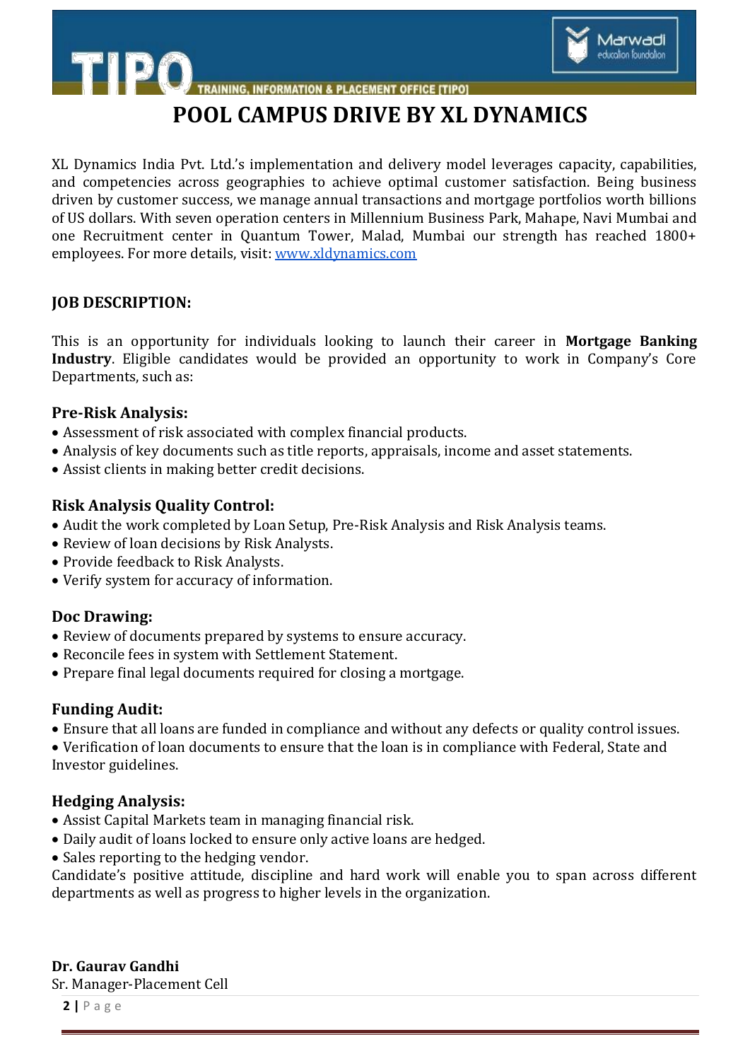# POOL CAMPUS DRIVE BY XL DYNAMICS

XL Dynamics India Pvt. Ltd.'s implementation and delivery model leverages capacity, capabilities, and competencies across geographies to achieve optimal customer satisfaction. Being business driven by customer success, we manage annual transactions and mortgage portfolios worth billions of US dollars. With seven operation centers in Millennium Business Park, Mahape, Navi Mumbai and one Recruitment center in Quantum Tower, Malad, Mumbai our strength has reached 1800+ employees. For more details, visit: [www.xldynamics.com](http://www.xldynamics.com)

## JOB DESCRIPTION:

This is an opportunity for individuals looking to launch their career in **Mortgage Banking Industry**. Eligible candidates would be provided an opportunity to work in Company's Core Departments, such as:

### Pre-Risk Analysis:

- Assessment of risk associated with complex financial products.
- Analysis of key documents such as title reports, appraisals, income and asset statements.
- Assist clients in making better credit decisions.

### Risk Analysis Quality Control:

- Audit the work completed by Loan Setup, Pre-Risk Analysis and Risk Analysis teams.
- Review of loan decisions by Risk Analysts.
- Provide feedback to Risk Analysts.
- Verify system for accuracy of information.

### Doc Drawing:

- Review of documents prepared by systems to ensure accuracy.
- Reconcile fees in system with Settlement Statement.
- Prepare final legal documents required for closing a mortgage.

### Funding Audit:

- Ensure that all loans are funded in compliance and without any defects or quality control issues.
- Verification of loan documents to ensure that the loan is in compliance with Federal, State and Investor guidelines.

### Hedging Analysis:

- Assist Capital Markets team in managing financial risk.
- Daily audit of loans locked to ensure only active loans are hedged.
- Sales reporting to the hedging vendor.

Candidate's positive attitude, discipline and hard work will enable you to span across different departments as well as progress to higher levels in the organization.

**Dr. Gaurav Gandhi**
Sr. Manager-Placement Cell